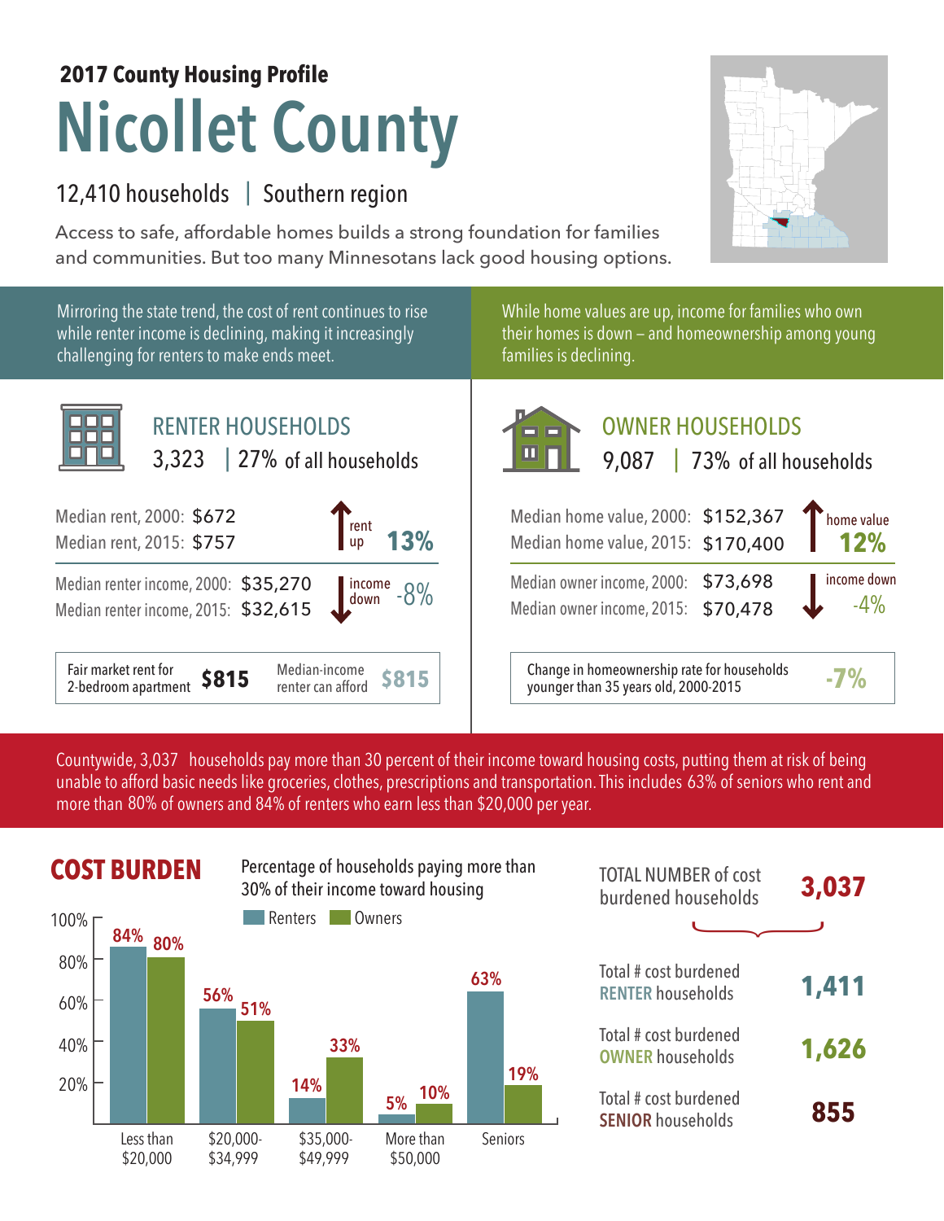**2017 County Housing Profile**

# Nicollet County

12,410 households | Southern region

Access to safe, affordable homes builds a strong foundation for families and communities. But too many Minnesotans lack good housing options.

Mirroring the state trend, the cost of rent continues to rise while renter income is declining, making it increasingly challenging for renters to make ends meet.

## RENTER HOUSEHOLDS

3,323 | 27% of all households

| | | |
|---|---|---|
| Median rent, 2000: | $672 | rent up 13% |
| Median rent, 2015: | $757 | |
| Median renter income, 2000: | $35,270 | income down -8% |
| Median renter income, 2015: | $32,615 | |

Fair market rent for 2-bedroom apartment **$815** | Median-income renter can afford **$815**

While home values are up, income for families who own their homes is down – and homeownership among young families is declining.

## OWNER HOUSEHOLDS

9,087 | 73% of all households

| | | |
|---|---|---|
| Median home value, 2000: | $152,367 | home value 12% |
| Median home value, 2015: | $170,400 | |
| Median owner income, 2000: | $73,698 | income down -4% |
| Median owner income, 2015: | $70,478 | |

Change in homeownership rate for households younger than 35 years old, 2000-2015 **-7%**

Countywide, 3,037 households pay more than 30 percent of their income toward housing costs, putting them at risk of being unable to afford basic needs like groceries, clothes, prescriptions and transportation. This includes 63% of seniors who rent and more than 80% of owners and 84% of renters who earn less than $20,000 per year.

## COST BURDEN

Percentage of households paying more than 30% of their income toward housing

| | Renters | Owners |
|---|---|---|
| Less than $20,000 | 84% | 80% |
| $20,000-$34,999 | 56% | 51% |
| $35,000-$49,999 | 14% | 33% |
| More than $50,000 | 5% | 10% |
| Seniors | 63% | 19% |

TOTAL NUMBER of cost burdened households **3,037**

Total # cost burdened RENTER households **1,411**

Total # cost burdened OWNER households **1,626**

Total # cost burdened SENIOR households **855**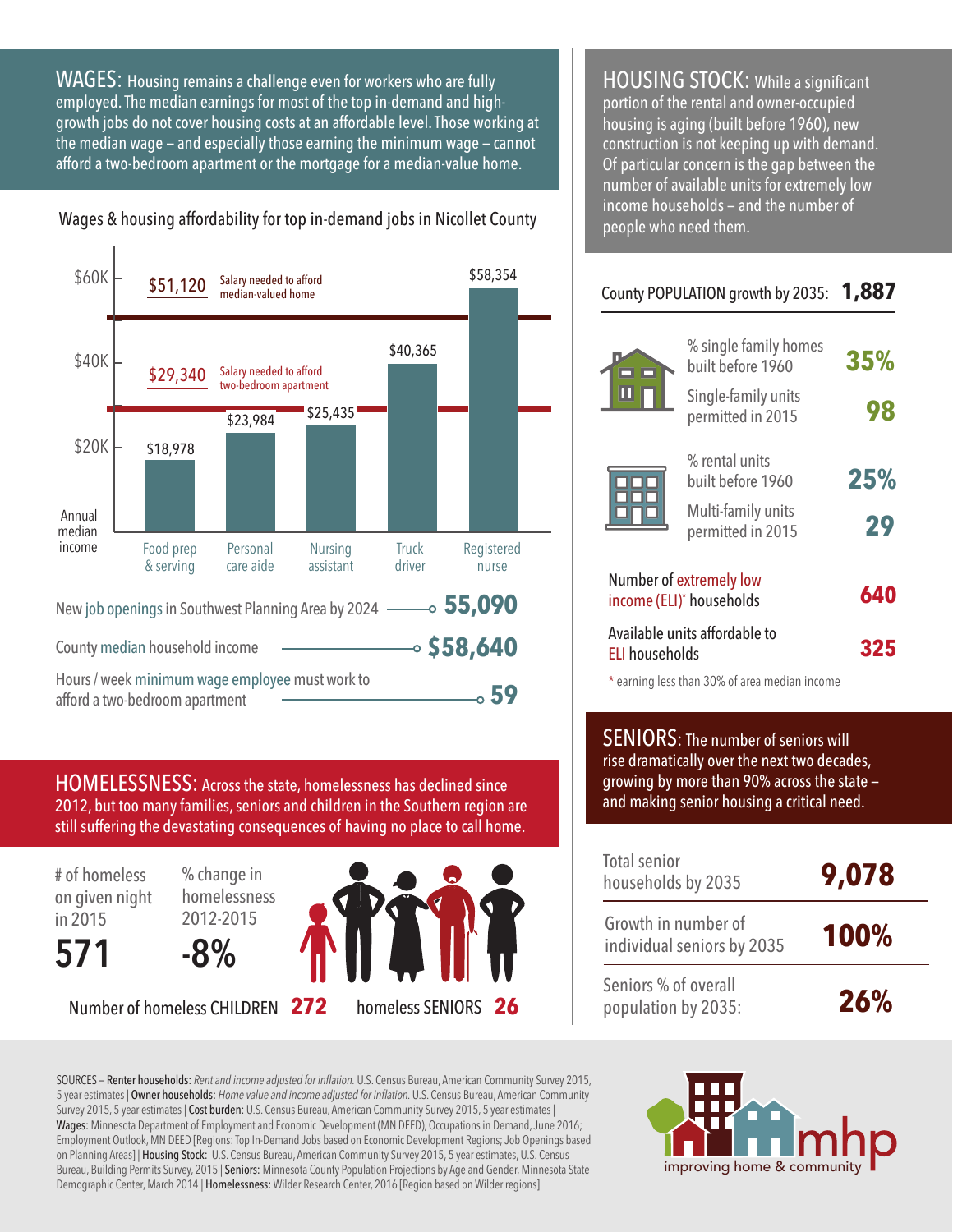**WAGES:** Housing remains a challenge even for workers who are fully employed. The median earnings for most of the top in-demand and high-growth jobs do not cover housing costs at an affordable level. Those working at the median wage – and especially those earning the minimum wage – cannot afford a two-bedroom apartment or the mortgage for a median-value home.

Wages & housing affordability for top in-demand jobs in Nicollet County

$60K
$40K
$20K
Annual median income

$51,120 Salary needed to afford median-valued home
$29,340 Salary needed to afford two-bedroom apartment

$18,978
$23,984
$25,435
$40,365
$58,354

Food prep & serving
Personal care aide
Nursing assistant
Truck driver
Registered nurse

New job openings in Southwest Planning Area by 2024 — **55,090**

County median household income — **$58,640**

Hours / week minimum wage employee must work to afford a two-bedroom apartment — **59**

**HOUSING STOCK:** While a significant portion of the rental and owner-occupied housing is aging (built before 1960), new construction is not keeping up with demand. Of particular concern is the gap between the number of available units for extremely low income households – and the number of people who need them.

County POPULATION growth by 2035: **1,887**

| | |
|---|---|
| % single family homes built before 1960 | **35%** |
| Single-family units permitted in 2015 | **98** |
| % rental units built before 1960 | **25%** |
| Multi-family units permitted in 2015 | **29** |
| Number of extremely low income (ELI)* households | **640** |
| Available units affordable to ELI households | **325** |

\* earning less than 30% of area median income

**HOMELESSNESS:** Across the state, homelessness has declined since 2012, but too many families, seniors and children in the Southern region are still suffering the devastating consequences of having no place to call home.

# of homeless on given night in 2015: **571**

% change in homelessness 2012-2015: **-8%**

Number of homeless CHILDREN **272**

homeless SENIORS **26**

**SENIORS:** The number of seniors will rise dramatically over the next two decades, growing by more than 90% across the state – and making senior housing a critical need.

| | |
|---|---|
| Total senior households by 2035 | **9,078** |
| Growth in number of individual seniors by 2035 | **100%** |
| Seniors % of overall population by 2035: | **26%** |

SOURCES – **Renter households**: *Rent and income adjusted for inflation.* U.S. Census Bureau, American Community Survey 2015, 5 year estimates | **Owner households**: *Home value and income adjusted for inflation.* U.S. Census Bureau, American Community Survey 2015, 5 year estimates | **Cost burden**: U.S. Census Bureau, American Community Survey 2015, 5 year estimates | **Wages**: Minnesota Department of Employment and Economic Development (MN DEED), Occupations in Demand, June 2016; Employment Outlook, MN DEED [Regions: Top In-Demand Jobs based on Economic Development Regions; Job Openings based on Planning Areas] | **Housing Stock**: U.S. Census Bureau, American Community Survey 2015, 5 year estimates, U.S. Census Bureau, Building Permits Survey, 2015 | **Seniors**: Minnesota County Population Projections by Age and Gender, Minnesota State Demographic Center, March 2014 | **Homelessness**: Wilder Research Center, 2016 [Region based on Wilder regions]

mhp
improving home & community